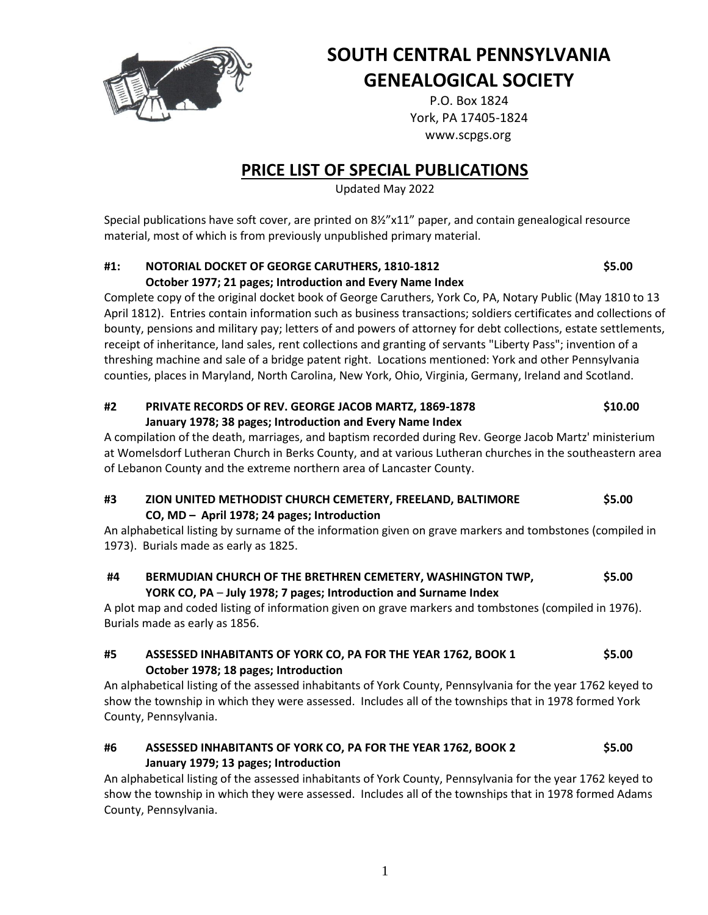# SOUTH CENTRAL PENNSYLVANIA GENEALOGICAL SOCIETY

P.O. Box 1824
York, PA 17405-1824
www.scpgs.org

## PRICE LIST OF SPECIAL PUBLICATIONS

Updated May 2022

Special publications have soft cover, are printed on 8½"x11" paper, and contain genealogical resource material, most of which is from previously unpublished primary material.

### #1: NOTORIAL DOCKET OF GEORGE CARUTHERS, 1810-1812 — $5.00

**October 1977; 21 pages; Introduction and Every Name Index**

Complete copy of the original docket book of George Caruthers, York Co, PA, Notary Public (May 1810 to 13 April 1812). Entries contain information such as business transactions; soldiers certificates and collections of bounty, pensions and military pay; letters of and powers of attorney for debt collections, estate settlements, receipt of inheritance, land sales, rent collections and granting of servants "Liberty Pass"; invention of a threshing machine and sale of a bridge patent right. Locations mentioned: York and other Pennsylvania counties, places in Maryland, North Carolina, New York, Ohio, Virginia, Germany, Ireland and Scotland.

### #2 PRIVATE RECORDS OF REV. GEORGE JACOB MARTZ, 1869-1878 — $10.00

**January 1978; 38 pages; Introduction and Every Name Index**

A compilation of the death, marriages, and baptism recorded during Rev. George Jacob Martz' ministerium at Womelsdorf Lutheran Church in Berks County, and at various Lutheran churches in the southeastern area of Lebanon County and the extreme northern area of Lancaster County.

### #3 ZION UNITED METHODIST CHURCH CEMETERY, FREELAND, BALTIMORE CO, MD — $5.00

**April 1978; 24 pages; Introduction**

An alphabetical listing by surname of the information given on grave markers and tombstones (compiled in 1973). Burials made as early as 1825.

### #4 BERMUDIAN CHURCH OF THE BRETHREN CEMETERY, WASHINGTON TWP, YORK CO, PA — $5.00

**July 1978; 7 pages; Introduction and Surname Index**

A plot map and coded listing of information given on grave markers and tombstones (compiled in 1976). Burials made as early as 1856.

### #5 ASSESSED INHABITANTS OF YORK CO, PA FOR THE YEAR 1762, BOOK 1 — $5.00

**October 1978; 18 pages; Introduction**

An alphabetical listing of the assessed inhabitants of York County, Pennsylvania for the year 1762 keyed to show the township in which they were assessed. Includes all of the townships that in 1978 formed York County, Pennsylvania.

### #6 ASSESSED INHABITANTS OF YORK CO, PA FOR THE YEAR 1762, BOOK 2 — $5.00

**January 1979; 13 pages; Introduction**

An alphabetical listing of the assessed inhabitants of York County, Pennsylvania for the year 1762 keyed to show the township in which they were assessed. Includes all of the townships that in 1978 formed Adams County, Pennsylvania.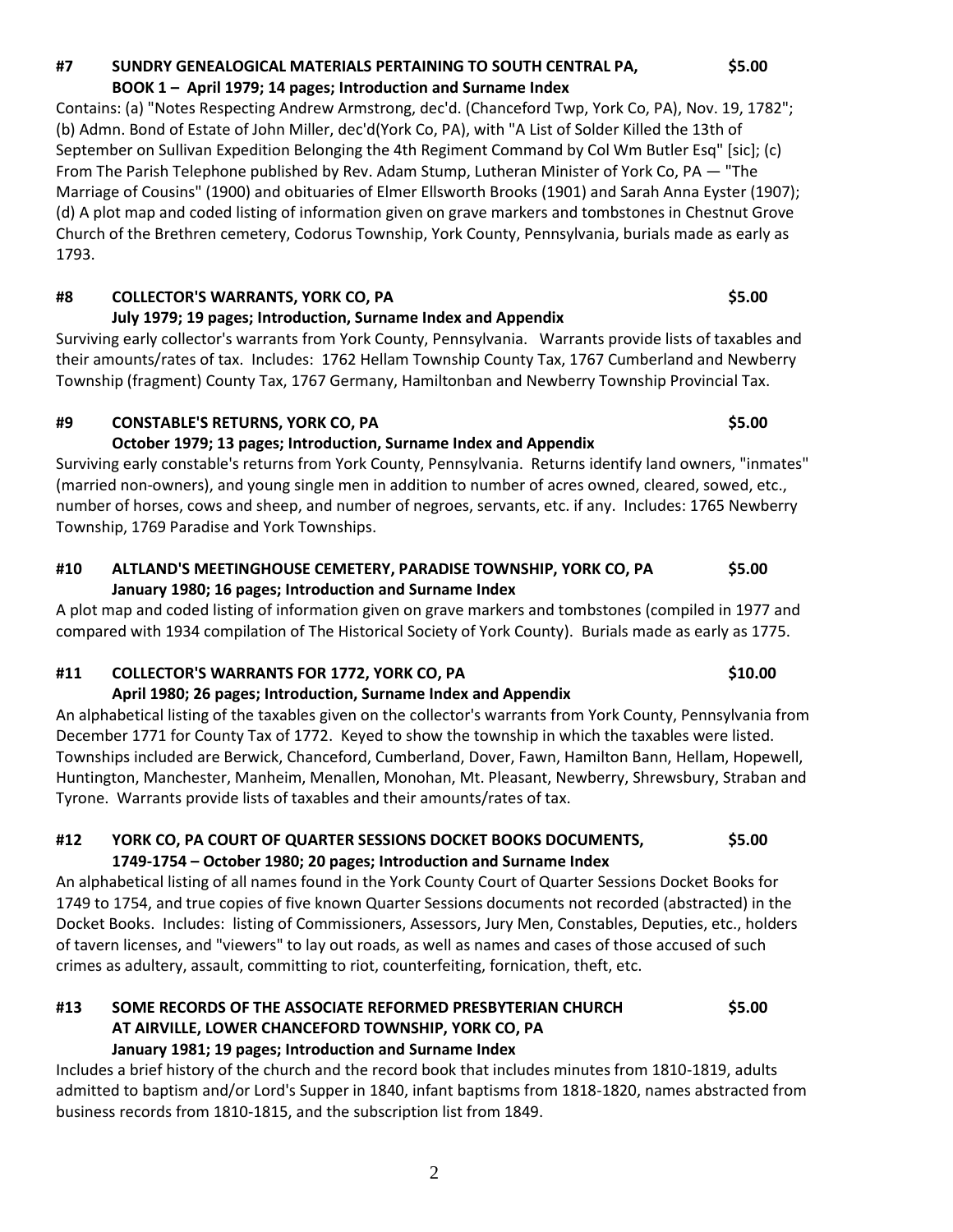**#7 SUNDRY GENEALOGICAL MATERIALS PERTAINING TO SOUTH CENTRAL PA, BOOK 1 – April 1979; 14 pages; Introduction and Surname Index** **$5.00**

Contains: (a) "Notes Respecting Andrew Armstrong, dec'd. (Chanceford Twp, York Co, PA), Nov. 19, 1782"; (b) Admn. Bond of Estate of John Miller, dec'd(York Co, PA), with "A List of Solder Killed the 13th of September on Sullivan Expedition Belonging the 4th Regiment Command by Col Wm Butler Esq" [sic]; (c) From The Parish Telephone published by Rev. Adam Stump, Lutheran Minister of York Co, PA — "The Marriage of Cousins" (1900) and obituaries of Elmer Ellsworth Brooks (1901) and Sarah Anna Eyster (1907); (d) A plot map and coded listing of information given on grave markers and tombstones in Chestnut Grove Church of the Brethren cemetery, Codorus Township, York County, Pennsylvania, burials made as early as 1793.

**#8 COLLECTOR'S WARRANTS, YORK CO, PA** **$5.00**
**July 1979; 19 pages; Introduction, Surname Index and Appendix**

Surviving early collector's warrants from York County, Pennsylvania. Warrants provide lists of taxables and their amounts/rates of tax. Includes: 1762 Hellam Township County Tax, 1767 Cumberland and Newberry Township (fragment) County Tax, 1767 Germany, Hamiltonban and Newberry Township Provincial Tax.

**#9 CONSTABLE'S RETURNS, YORK CO, PA** **$5.00**
**October 1979; 13 pages; Introduction, Surname Index and Appendix**

Surviving early constable's returns from York County, Pennsylvania. Returns identify land owners, "inmates" (married non-owners), and young single men in addition to number of acres owned, cleared, sowed, etc., number of horses, cows and sheep, and number of negroes, servants, etc. if any. Includes: 1765 Newberry Township, 1769 Paradise and York Townships.

**#10 ALTLAND'S MEETINGHOUSE CEMETERY, PARADISE TOWNSHIP, YORK CO, PA** **$5.00**
**January 1980; 16 pages; Introduction and Surname Index**

A plot map and coded listing of information given on grave markers and tombstones (compiled in 1977 and compared with 1934 compilation of The Historical Society of York County). Burials made as early as 1775.

**#11 COLLECTOR'S WARRANTS FOR 1772, YORK CO, PA** **$10.00**
**April 1980; 26 pages; Introduction, Surname Index and Appendix**

An alphabetical listing of the taxables given on the collector's warrants from York County, Pennsylvania from December 1771 for County Tax of 1772. Keyed to show the township in which the taxables were listed. Townships included are Berwick, Chanceford, Cumberland, Dover, Fawn, Hamilton Bann, Hellam, Hopewell, Huntington, Manchester, Manheim, Menallen, Monohan, Mt. Pleasant, Newberry, Shrewsbury, Straban and Tyrone. Warrants provide lists of taxables and their amounts/rates of tax.

**#12 YORK CO, PA COURT OF QUARTER SESSIONS DOCKET BOOKS DOCUMENTS, 1749-1754 – October 1980; 20 pages; Introduction and Surname Index** **$5.00**

An alphabetical listing of all names found in the York County Court of Quarter Sessions Docket Books for 1749 to 1754, and true copies of five known Quarter Sessions documents not recorded (abstracted) in the Docket Books. Includes: listing of Commissioners, Assessors, Jury Men, Constables, Deputies, etc., holders of tavern licenses, and "viewers" to lay out roads, as well as names and cases of those accused of such crimes as adultery, assault, committing to riot, counterfeiting, fornication, theft, etc.

**#13 SOME RECORDS OF THE ASSOCIATE REFORMED PRESBYTERIAN CHURCH AT AIRVILLE, LOWER CHANCEFORD TOWNSHIP, YORK CO, PA** **$5.00**
**January 1981; 19 pages; Introduction and Surname Index**

Includes a brief history of the church and the record book that includes minutes from 1810-1819, adults admitted to baptism and/or Lord's Supper in 1840, infant baptisms from 1818-1820, names abstracted from business records from 1810-1815, and the subscription list from 1849.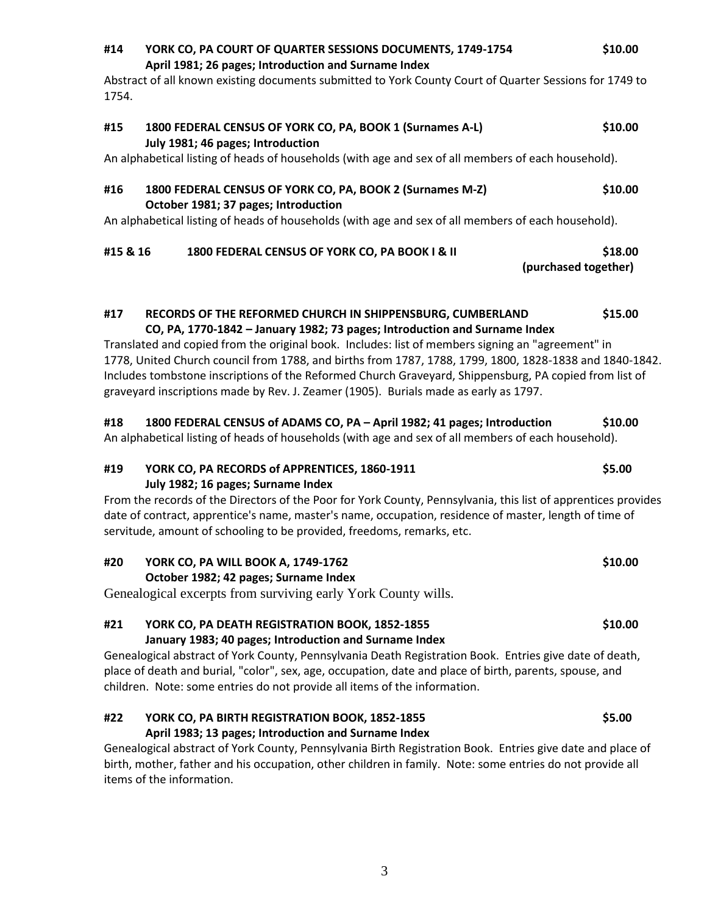**#14 YORK CO, PA COURT OF QUARTER SESSIONS DOCUMENTS, 1749-1754 $10.00**
**April 1981; 26 pages; Introduction and Surname Index**

Abstract of all known existing documents submitted to York County Court of Quarter Sessions for 1749 to 1754.

**#15 1800 FEDERAL CENSUS OF YORK CO, PA, BOOK 1 (Surnames A-L) $10.00**
**July 1981; 46 pages; Introduction**

An alphabetical listing of heads of households (with age and sex of all members of each household).

**#16 1800 FEDERAL CENSUS OF YORK CO, PA, BOOK 2 (Surnames M-Z) $10.00**
**October 1981; 37 pages; Introduction**

An alphabetical listing of heads of households (with age and sex of all members of each household).

**#15 & 16 1800 FEDERAL CENSUS OF YORK CO, PA BOOK I & II $18.00**
**(purchased together)**

**#17 RECORDS OF THE REFORMED CHURCH IN SHIPPENSBURG, CUMBERLAND CO, PA, 1770-1842 – January 1982; 73 pages; Introduction and Surname Index $15.00**

Translated and copied from the original book. Includes: list of members signing an "agreement" in 1778, United Church council from 1788, and births from 1787, 1788, 1799, 1800, 1828-1838 and 1840-1842. Includes tombstone inscriptions of the Reformed Church Graveyard, Shippensburg, PA copied from list of graveyard inscriptions made by Rev. J. Zeamer (1905). Burials made as early as 1797.

**#18 1800 FEDERAL CENSUS of ADAMS CO, PA – April 1982; 41 pages; Introduction $10.00**

An alphabetical listing of heads of households (with age and sex of all members of each household).

**#19 YORK CO, PA RECORDS of APPRENTICES, 1860-1911 $5.00**
**July 1982; 16 pages; Surname Index**

From the records of the Directors of the Poor for York County, Pennsylvania, this list of apprentices provides date of contract, apprentice's name, master's name, occupation, residence of master, length of time of servitude, amount of schooling to be provided, freedoms, remarks, etc.

**#20 YORK CO, PA WILL BOOK A, 1749-1762 $10.00**
**October 1982; 42 pages; Surname Index**

Genealogical excerpts from surviving early York County wills.

**#21 YORK CO, PA DEATH REGISTRATION BOOK, 1852-1855 $10.00**
**January 1983; 40 pages; Introduction and Surname Index**

Genealogical abstract of York County, Pennsylvania Death Registration Book. Entries give date of death, place of death and burial, "color", sex, age, occupation, date and place of birth, parents, spouse, and children. Note: some entries do not provide all items of the information.

**#22 YORK CO, PA BIRTH REGISTRATION BOOK, 1852-1855 $5.00**
**April 1983; 13 pages; Introduction and Surname Index**

Genealogical abstract of York County, Pennsylvania Birth Registration Book. Entries give date and place of birth, mother, father and his occupation, other children in family. Note: some entries do not provide all items of the information.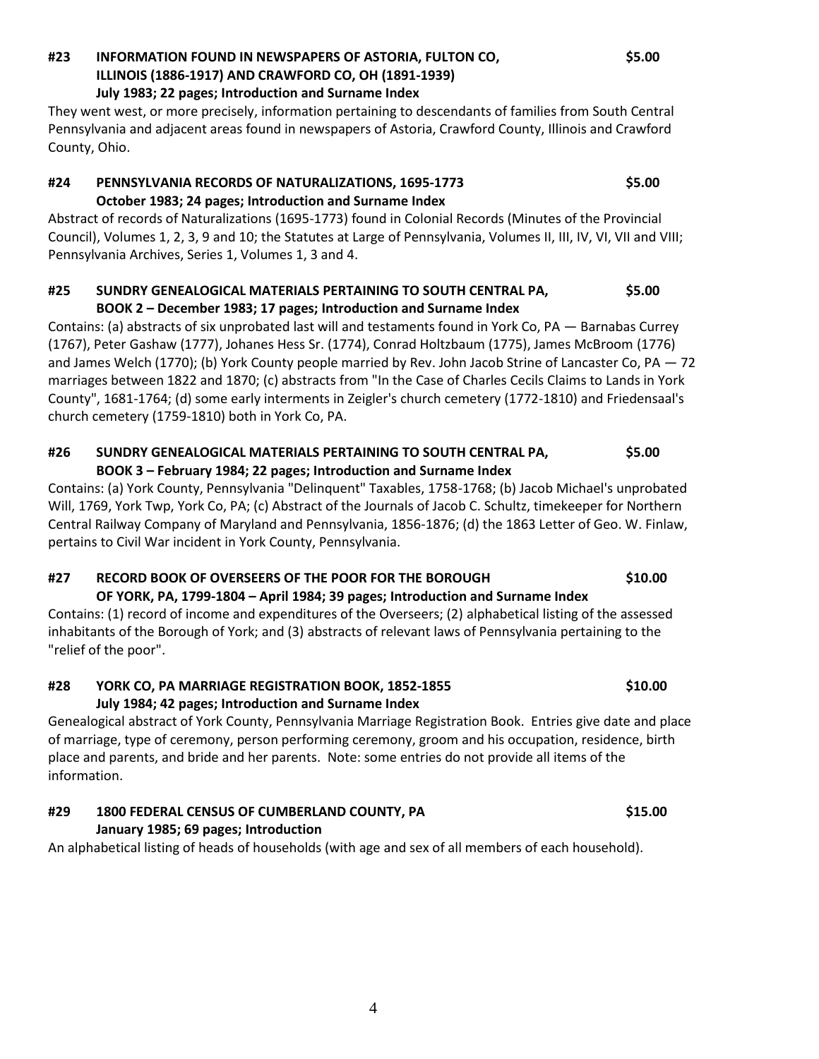### #23 INFORMATION FOUND IN NEWSPAPERS OF ASTORIA, FULTON CO, ILLINOIS (1886-1917) AND CRAWFORD CO, OH (1891-1939) — $5.00

**July 1983; 22 pages; Introduction and Surname Index**

They went west, or more precisely, information pertaining to descendants of families from South Central Pennsylvania and adjacent areas found in newspapers of Astoria, Crawford County, Illinois and Crawford County, Ohio.

### #24 PENNSYLVANIA RECORDS OF NATURALIZATIONS, 1695-1773 — $5.00

**October 1983; 24 pages; Introduction and Surname Index**

Abstract of records of Naturalizations (1695-1773) found in Colonial Records (Minutes of the Provincial Council), Volumes 1, 2, 3, 9 and 10; the Statutes at Large of Pennsylvania, Volumes II, III, IV, VI, VII and VIII; Pennsylvania Archives, Series 1, Volumes 1, 3 and 4.

### #25 SUNDRY GENEALOGICAL MATERIALS PERTAINING TO SOUTH CENTRAL PA, — $5.00

**BOOK 2 – December 1983; 17 pages; Introduction and Surname Index**

Contains: (a) abstracts of six unprobated last will and testaments found in York Co, PA — Barnabas Currey (1767), Peter Gashaw (1777), Johanes Hess Sr. (1774), Conrad Holtzbaum (1775), James McBroom (1776) and James Welch (1770); (b) York County people married by Rev. John Jacob Strine of Lancaster Co, PA — 72 marriages between 1822 and 1870; (c) abstracts from "In the Case of Charles Cecils Claims to Lands in York County", 1681-1764; (d) some early interments in Zeigler's church cemetery (1772-1810) and Friedensaal's church cemetery (1759-1810) both in York Co, PA.

### #26 SUNDRY GENEALOGICAL MATERIALS PERTAINING TO SOUTH CENTRAL PA, — $5.00

**BOOK 3 – February 1984; 22 pages; Introduction and Surname Index**

Contains: (a) York County, Pennsylvania "Delinquent" Taxables, 1758-1768; (b) Jacob Michael's unprobated Will, 1769, York Twp, York Co, PA; (c) Abstract of the Journals of Jacob C. Schultz, timekeeper for Northern Central Railway Company of Maryland and Pennsylvania, 1856-1876; (d) the 1863 Letter of Geo. W. Finlaw, pertains to Civil War incident in York County, Pennsylvania.

### #27 RECORD BOOK OF OVERSEERS OF THE POOR FOR THE BOROUGH OF YORK, PA, 1799-1804 — $10.00

**April 1984; 39 pages; Introduction and Surname Index**

Contains: (1) record of income and expenditures of the Overseers; (2) alphabetical listing of the assessed inhabitants of the Borough of York; and (3) abstracts of relevant laws of Pennsylvania pertaining to the "relief of the poor".

### #28 YORK CO, PA MARRIAGE REGISTRATION BOOK, 1852-1855 — $10.00

**July 1984; 42 pages; Introduction and Surname Index**

Genealogical abstract of York County, Pennsylvania Marriage Registration Book. Entries give date and place of marriage, type of ceremony, person performing ceremony, groom and his occupation, residence, birth place and parents, and bride and her parents. Note: some entries do not provide all items of the information.

### #29 1800 FEDERAL CENSUS OF CUMBERLAND COUNTY, PA — $15.00

**January 1985; 69 pages; Introduction**

An alphabetical listing of heads of households (with age and sex of all members of each household).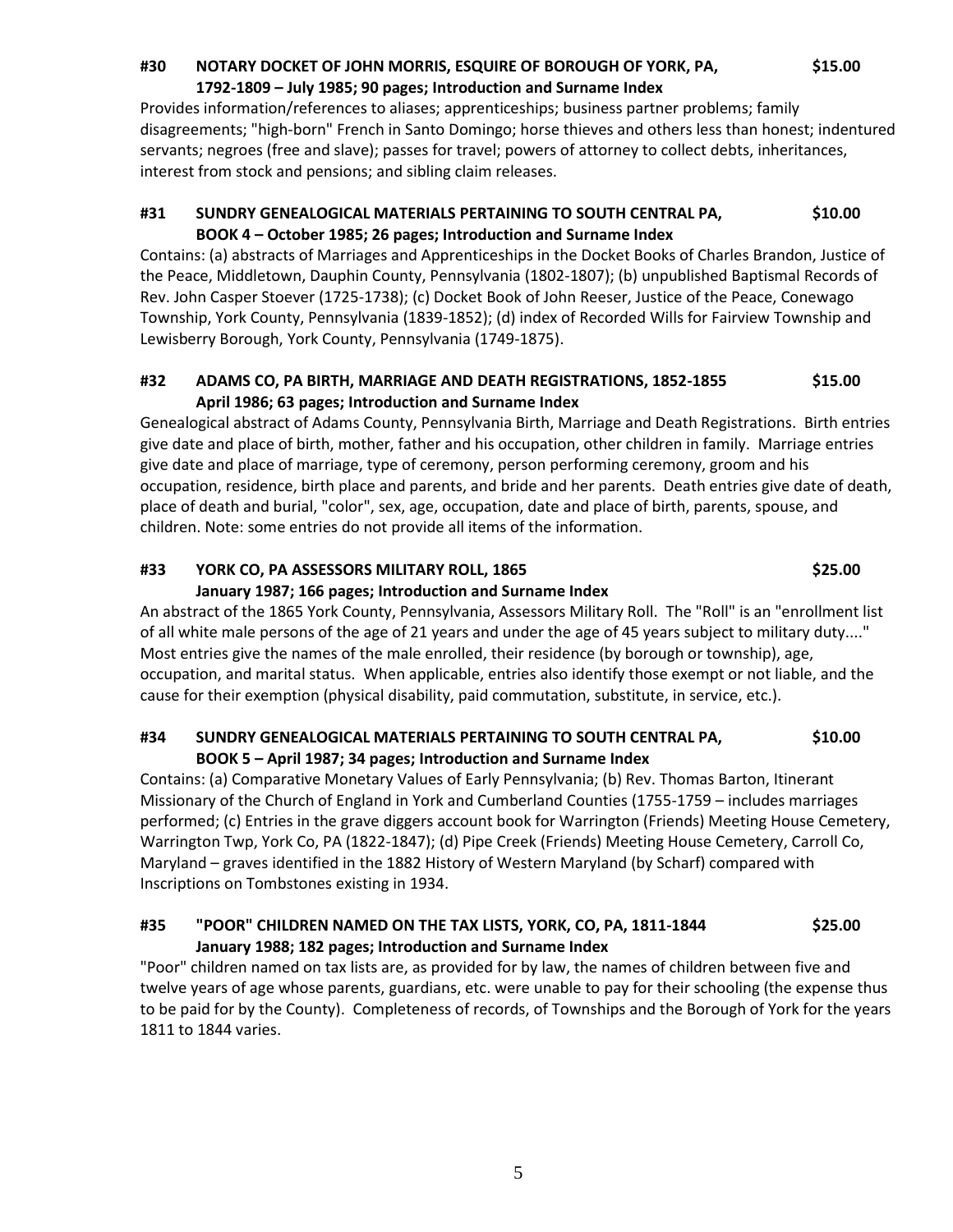**#30 NOTARY DOCKET OF JOHN MORRIS, ESQUIRE OF BOROUGH OF YORK, PA, 1792-1809 – July 1985; 90 pages; Introduction and Surname Index** **$15.00**

Provides information/references to aliases; apprenticeships; business partner problems; family disagreements; "high-born" French in Santo Domingo; horse thieves and others less than honest; indentured servants; negroes (free and slave); passes for travel; powers of attorney to collect debts, inheritances, interest from stock and pensions; and sibling claim releases.

**#31 SUNDRY GENEALOGICAL MATERIALS PERTAINING TO SOUTH CENTRAL PA, BOOK 4 – October 1985; 26 pages; Introduction and Surname Index** **$10.00**

Contains: (a) abstracts of Marriages and Apprenticeships in the Docket Books of Charles Brandon, Justice of the Peace, Middletown, Dauphin County, Pennsylvania (1802-1807); (b) unpublished Baptismal Records of Rev. John Casper Stoever (1725-1738); (c) Docket Book of John Reeser, Justice of the Peace, Conewago Township, York County, Pennsylvania (1839-1852); (d) index of Recorded Wills for Fairview Township and Lewisberry Borough, York County, Pennsylvania (1749-1875).

**#32 ADAMS CO, PA BIRTH, MARRIAGE AND DEATH REGISTRATIONS, 1852-1855 April 1986; 63 pages; Introduction and Surname Index** **$15.00**

Genealogical abstract of Adams County, Pennsylvania Birth, Marriage and Death Registrations. Birth entries give date and place of birth, mother, father and his occupation, other children in family. Marriage entries give date and place of marriage, type of ceremony, person performing ceremony, groom and his occupation, residence, birth place and parents, and bride and her parents. Death entries give date of death, place of death and burial, "color", sex, age, occupation, date and place of birth, parents, spouse, and children. Note: some entries do not provide all items of the information.

**#33 YORK CO, PA ASSESSORS MILITARY ROLL, 1865 January 1987; 166 pages; Introduction and Surname Index** **$25.00**

An abstract of the 1865 York County, Pennsylvania, Assessors Military Roll. The "Roll" is an "enrollment list of all white male persons of the age of 21 years and under the age of 45 years subject to military duty...." Most entries give the names of the male enrolled, their residence (by borough or township), age, occupation, and marital status. When applicable, entries also identify those exempt or not liable, and the cause for their exemption (physical disability, paid commutation, substitute, in service, etc.).

**#34 SUNDRY GENEALOGICAL MATERIALS PERTAINING TO SOUTH CENTRAL PA, BOOK 5 – April 1987; 34 pages; Introduction and Surname Index** **$10.00**

Contains: (a) Comparative Monetary Values of Early Pennsylvania; (b) Rev. Thomas Barton, Itinerant Missionary of the Church of England in York and Cumberland Counties (1755-1759 – includes marriages performed; (c) Entries in the grave diggers account book for Warrington (Friends) Meeting House Cemetery, Warrington Twp, York Co, PA (1822-1847); (d) Pipe Creek (Friends) Meeting House Cemetery, Carroll Co, Maryland – graves identified in the 1882 History of Western Maryland (by Scharf) compared with Inscriptions on Tombstones existing in 1934.

**#35 "POOR" CHILDREN NAMED ON THE TAX LISTS, YORK, CO, PA, 1811-1844 January 1988; 182 pages; Introduction and Surname Index** **$25.00**

"Poor" children named on tax lists are, as provided for by law, the names of children between five and twelve years of age whose parents, guardians, etc. were unable to pay for their schooling (the expense thus to be paid for by the County). Completeness of records, of Townships and the Borough of York for the years 1811 to 1844 varies.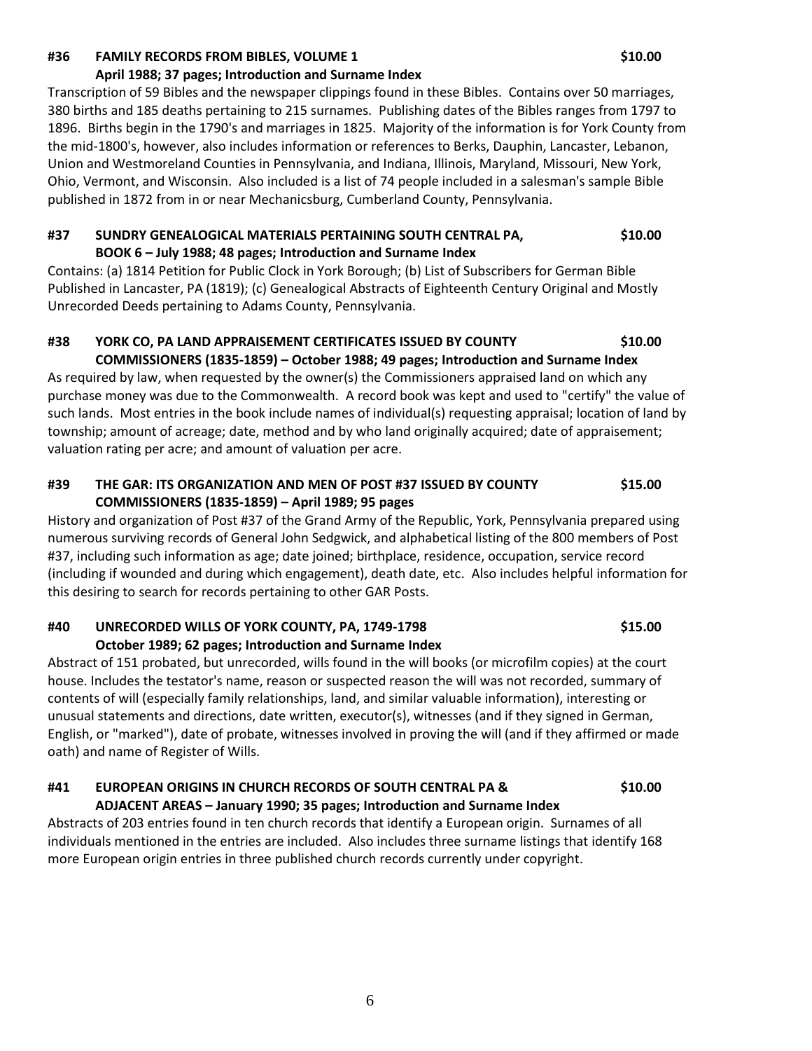### #36 FAMILY RECORDS FROM BIBLES, VOLUME 1 — $10.00
**April 1988; 37 pages; Introduction and Surname Index**

Transcription of 59 Bibles and the newspaper clippings found in these Bibles. Contains over 50 marriages, 380 births and 185 deaths pertaining to 215 surnames. Publishing dates of the Bibles ranges from 1797 to 1896. Births begin in the 1790's and marriages in 1825. Majority of the information is for York County from the mid-1800's, however, also includes information or references to Berks, Dauphin, Lancaster, Lebanon, Union and Westmoreland Counties in Pennsylvania, and Indiana, Illinois, Maryland, Missouri, New York, Ohio, Vermont, and Wisconsin. Also included is a list of 74 people included in a salesman's sample Bible published in 1872 from in or near Mechanicsburg, Cumberland County, Pennsylvania.

### #37 SUNDRY GENEALOGICAL MATERIALS PERTAINING SOUTH CENTRAL PA, BOOK 6 — $10.00
**July 1988; 48 pages; Introduction and Surname Index**

Contains: (a) 1814 Petition for Public Clock in York Borough; (b) List of Subscribers for German Bible Published in Lancaster, PA (1819); (c) Genealogical Abstracts of Eighteenth Century Original and Mostly Unrecorded Deeds pertaining to Adams County, Pennsylvania.

### #38 YORK CO, PA LAND APPRAISEMENT CERTIFICATES ISSUED BY COUNTY COMMISSIONERS (1835-1859) — $10.00
**October 1988; 49 pages; Introduction and Surname Index**

As required by law, when requested by the owner(s) the Commissioners appraised land on which any purchase money was due to the Commonwealth. A record book was kept and used to "certify" the value of such lands. Most entries in the book include names of individual(s) requesting appraisal; location of land by township; amount of acreage; date, method and by who land originally acquired; date of appraisement; valuation rating per acre; and amount of valuation per acre.

### #39 THE GAR: ITS ORGANIZATION AND MEN OF POST #37 ISSUED BY COUNTY COMMISSIONERS (1835-1859) — $15.00
**April 1989; 95 pages**

History and organization of Post #37 of the Grand Army of the Republic, York, Pennsylvania prepared using numerous surviving records of General John Sedgwick, and alphabetical listing of the 800 members of Post #37, including such information as age; date joined; birthplace, residence, occupation, service record (including if wounded and during which engagement), death date, etc. Also includes helpful information for this desiring to search for records pertaining to other GAR Posts.

### #40 UNRECORDED WILLS OF YORK COUNTY, PA, 1749-1798 — $15.00
**October 1989; 62 pages; Introduction and Surname Index**

Abstract of 151 probated, but unrecorded, wills found in the will books (or microfilm copies) at the court house. Includes the testator's name, reason or suspected reason the will was not recorded, summary of contents of will (especially family relationships, land, and similar valuable information), interesting or unusual statements and directions, date written, executor(s), witnesses (and if they signed in German, English, or "marked"), date of probate, witnesses involved in proving the will (and if they affirmed or made oath) and name of Register of Wills.

### #41 EUROPEAN ORIGINS IN CHURCH RECORDS OF SOUTH CENTRAL PA & ADJACENT AREAS — $10.00
**January 1990; 35 pages; Introduction and Surname Index**

Abstracts of 203 entries found in ten church records that identify a European origin. Surnames of all individuals mentioned in the entries are included. Also includes three surname listings that identify 168 more European origin entries in three published church records currently under copyright.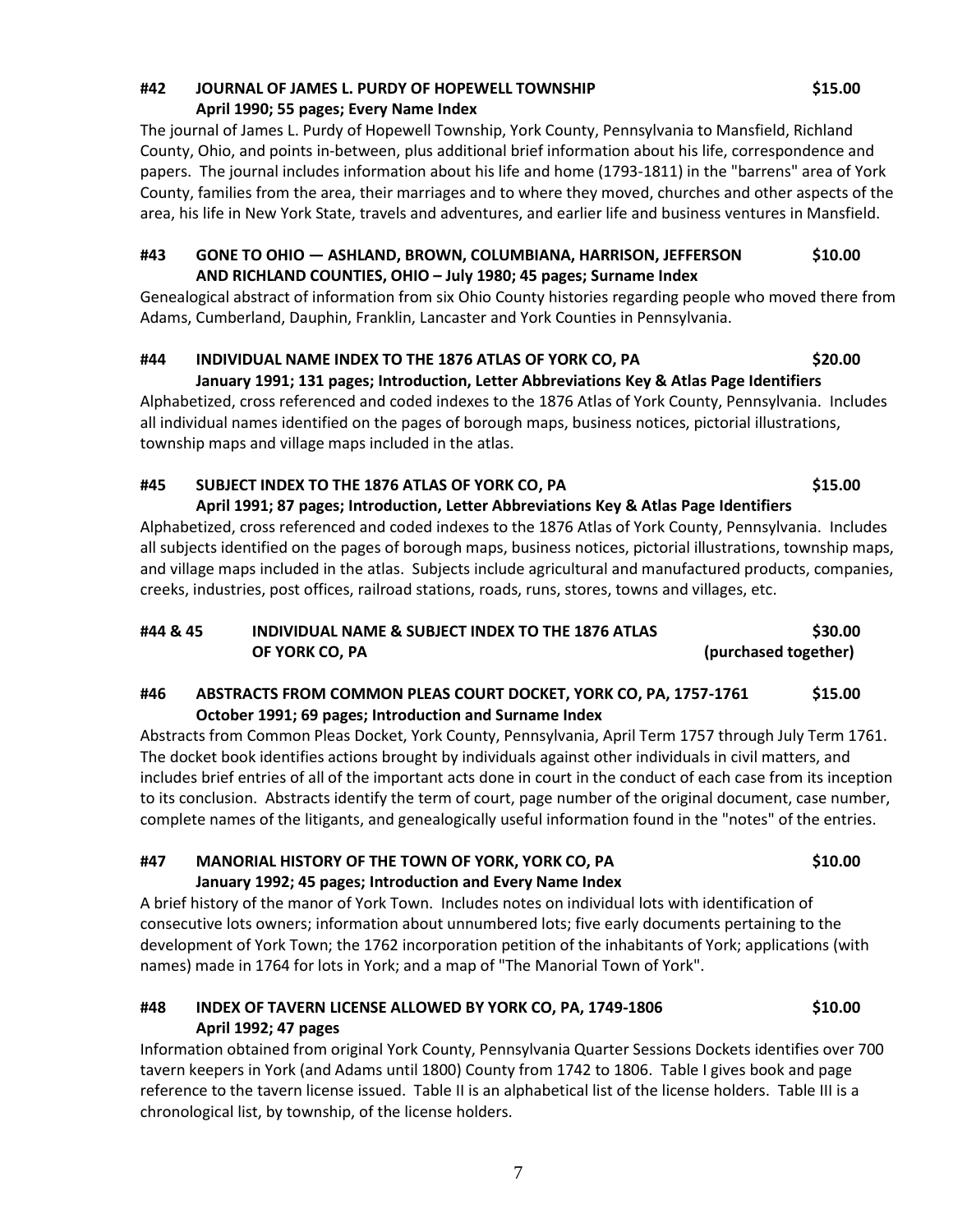### #42 JOURNAL OF JAMES L. PURDY OF HOPEWELL TOWNSHIP — $15.00

**April 1990; 55 pages; Every Name Index**

The journal of James L. Purdy of Hopewell Township, York County, Pennsylvania to Mansfield, Richland County, Ohio, and points in-between, plus additional brief information about his life, correspondence and papers. The journal includes information about his life and home (1793-1811) in the "barrens" area of York County, families from the area, their marriages and to where they moved, churches and other aspects of the area, his life in New York State, travels and adventures, and earlier life and business ventures in Mansfield.

### #43 GONE TO OHIO — ASHLAND, BROWN, COLUMBIANA, HARRISON, JEFFERSON AND RICHLAND COUNTIES, OHIO – July 1980; 45 pages; Surname Index — $10.00

Genealogical abstract of information from six Ohio County histories regarding people who moved there from Adams, Cumberland, Dauphin, Franklin, Lancaster and York Counties in Pennsylvania.

### #44 INDIVIDUAL NAME INDEX TO THE 1876 ATLAS OF YORK CO, PA — $20.00

**January 1991; 131 pages; Introduction, Letter Abbreviations Key & Atlas Page Identifiers**

Alphabetized, cross referenced and coded indexes to the 1876 Atlas of York County, Pennsylvania. Includes all individual names identified on the pages of borough maps, business notices, pictorial illustrations, township maps and village maps included in the atlas.

### #45 SUBJECT INDEX TO THE 1876 ATLAS OF YORK CO, PA — $15.00

**April 1991; 87 pages; Introduction, Letter Abbreviations Key & Atlas Page Identifiers**

Alphabetized, cross referenced and coded indexes to the 1876 Atlas of York County, Pennsylvania. Includes all subjects identified on the pages of borough maps, business notices, pictorial illustrations, township maps, and village maps included in the atlas. Subjects include agricultural and manufactured products, companies, creeks, industries, post offices, railroad stations, roads, runs, stores, towns and villages, etc.

### #44 & 45 INDIVIDUAL NAME & SUBJECT INDEX TO THE 1876 ATLAS OF YORK CO, PA — $30.00 (purchased together)

### #46 ABSTRACTS FROM COMMON PLEAS COURT DOCKET, YORK CO, PA, 1757-1761 — $15.00

**October 1991; 69 pages; Introduction and Surname Index**

Abstracts from Common Pleas Docket, York County, Pennsylvania, April Term 1757 through July Term 1761. The docket book identifies actions brought by individuals against other individuals in civil matters, and includes brief entries of all of the important acts done in court in the conduct of each case from its inception to its conclusion. Abstracts identify the term of court, page number of the original document, case number, complete names of the litigants, and genealogically useful information found in the "notes" of the entries.

### #47 MANORIAL HISTORY OF THE TOWN OF YORK, YORK CO, PA — $10.00

**January 1992; 45 pages; Introduction and Every Name Index**

A brief history of the manor of York Town. Includes notes on individual lots with identification of consecutive lots owners; information about unnumbered lots; five early documents pertaining to the development of York Town; the 1762 incorporation petition of the inhabitants of York; applications (with names) made in 1764 for lots in York; and a map of "The Manorial Town of York".

### #48 INDEX OF TAVERN LICENSE ALLOWED BY YORK CO, PA, 1749-1806 — $10.00

**April 1992; 47 pages**

Information obtained from original York County, Pennsylvania Quarter Sessions Dockets identifies over 700 tavern keepers in York (and Adams until 1800) County from 1742 to 1806. Table I gives book and page reference to the tavern license issued. Table II is an alphabetical list of the license holders. Table III is a chronological list, by township, of the license holders.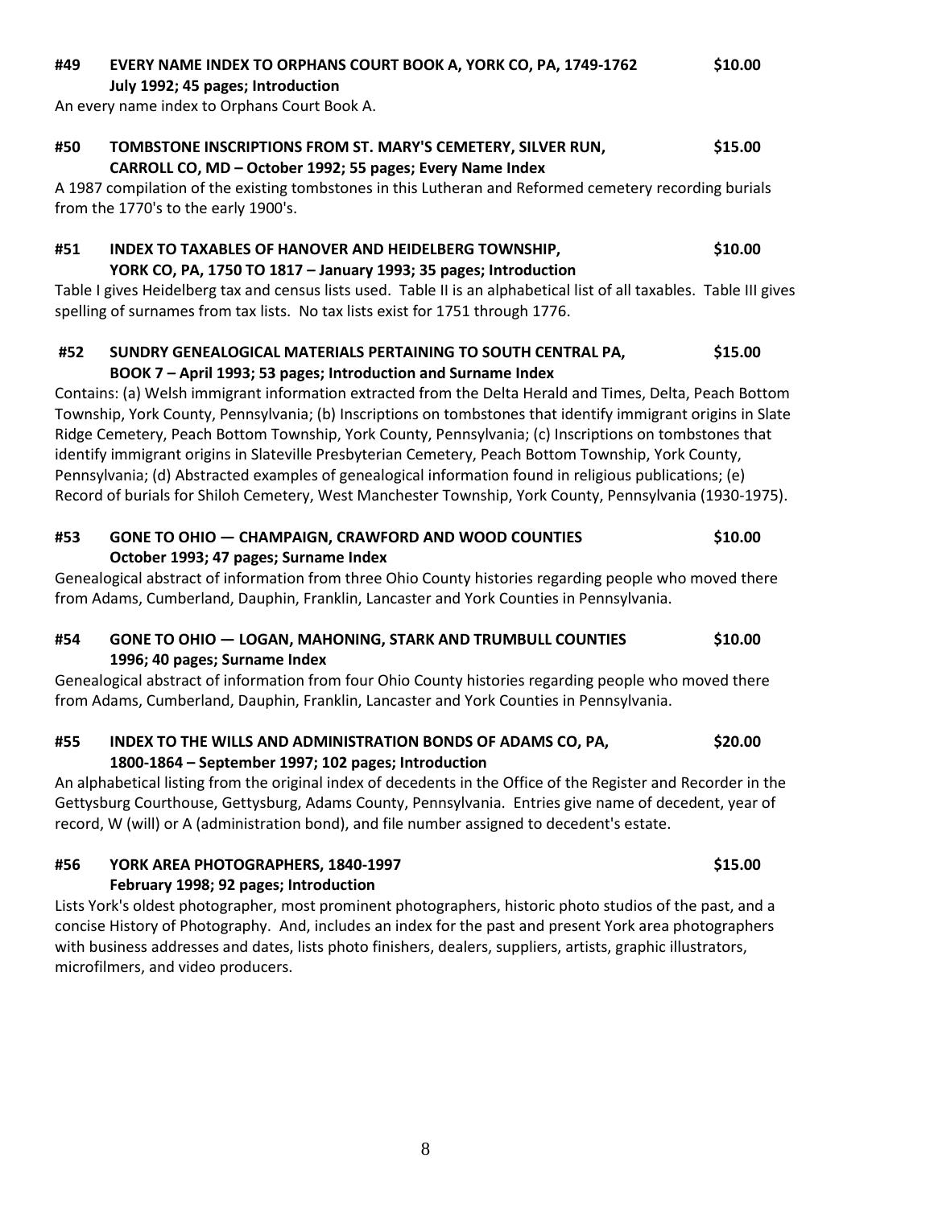**#49 EVERY NAME INDEX TO ORPHANS COURT BOOK A, YORK CO, PA, 1749-1762 $10.00**
**July 1992; 45 pages; Introduction**

An every name index to Orphans Court Book A.

**#50 TOMBSTONE INSCRIPTIONS FROM ST. MARY'S CEMETERY, SILVER RUN, $15.00**
**CARROLL CO, MD – October 1992; 55 pages; Every Name Index**

A 1987 compilation of the existing tombstones in this Lutheran and Reformed cemetery recording burials from the 1770's to the early 1900's.

**#51 INDEX TO TAXABLES OF HANOVER AND HEIDELBERG TOWNSHIP, $10.00**
**YORK CO, PA, 1750 TO 1817 – January 1993; 35 pages; Introduction**

Table I gives Heidelberg tax and census lists used. Table II is an alphabetical list of all taxables. Table III gives spelling of surnames from tax lists. No tax lists exist for 1751 through 1776.

**#52 SUNDRY GENEALOGICAL MATERIALS PERTAINING TO SOUTH CENTRAL PA, $15.00**
**BOOK 7 – April 1993; 53 pages; Introduction and Surname Index**

Contains: (a) Welsh immigrant information extracted from the Delta Herald and Times, Delta, Peach Bottom Township, York County, Pennsylvania; (b) Inscriptions on tombstones that identify immigrant origins in Slate Ridge Cemetery, Peach Bottom Township, York County, Pennsylvania; (c) Inscriptions on tombstones that identify immigrant origins in Slateville Presbyterian Cemetery, Peach Bottom Township, York County, Pennsylvania; (d) Abstracted examples of genealogical information found in religious publications; (e) Record of burials for Shiloh Cemetery, West Manchester Township, York County, Pennsylvania (1930-1975).

**#53 GONE TO OHIO — CHAMPAIGN, CRAWFORD AND WOOD COUNTIES $10.00**
**October 1993; 47 pages; Surname Index**

Genealogical abstract of information from three Ohio County histories regarding people who moved there from Adams, Cumberland, Dauphin, Franklin, Lancaster and York Counties in Pennsylvania.

**#54 GONE TO OHIO — LOGAN, MAHONING, STARK AND TRUMBULL COUNTIES $10.00**
**1996; 40 pages; Surname Index**

Genealogical abstract of information from four Ohio County histories regarding people who moved there from Adams, Cumberland, Dauphin, Franklin, Lancaster and York Counties in Pennsylvania.

**#55 INDEX TO THE WILLS AND ADMINISTRATION BONDS OF ADAMS CO, PA, $20.00**
**1800-1864 – September 1997; 102 pages; Introduction**

An alphabetical listing from the original index of decedents in the Office of the Register and Recorder in the Gettysburg Courthouse, Gettysburg, Adams County, Pennsylvania. Entries give name of decedent, year of record, W (will) or A (administration bond), and file number assigned to decedent's estate.

**#56 YORK AREA PHOTOGRAPHERS, 1840-1997 $15.00**
**February 1998; 92 pages; Introduction**

Lists York's oldest photographer, most prominent photographers, historic photo studios of the past, and a concise History of Photography. And, includes an index for the past and present York area photographers with business addresses and dates, lists photo finishers, dealers, suppliers, artists, graphic illustrators, microfilmers, and video producers.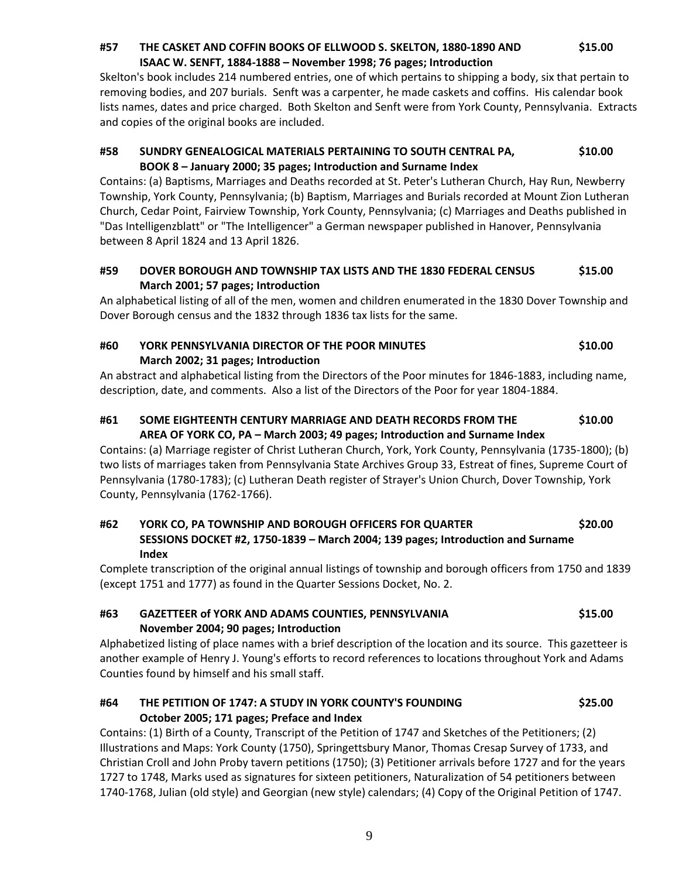**#57 THE CASKET AND COFFIN BOOKS OF ELLWOOD S. SKELTON, 1880-1890 AND ISAAC W. SENFT, 1884-1888 – November 1998; 76 pages; Introduction** **$15.00**

Skelton's book includes 214 numbered entries, one of which pertains to shipping a body, six that pertain to removing bodies, and 207 burials. Senft was a carpenter, he made caskets and coffins. His calendar book lists names, dates and price charged. Both Skelton and Senft were from York County, Pennsylvania. Extracts and copies of the original books are included.

**#58 SUNDRY GENEALOGICAL MATERIALS PERTAINING TO SOUTH CENTRAL PA, BOOK 8 – January 2000; 35 pages; Introduction and Surname Index** **$10.00**

Contains: (a) Baptisms, Marriages and Deaths recorded at St. Peter's Lutheran Church, Hay Run, Newberry Township, York County, Pennsylvania; (b) Baptism, Marriages and Burials recorded at Mount Zion Lutheran Church, Cedar Point, Fairview Township, York County, Pennsylvania; (c) Marriages and Deaths published in "Das Intelligenzblatt" or "The Intelligencer" a German newspaper published in Hanover, Pennsylvania between 8 April 1824 and 13 April 1826.

**#59 DOVER BOROUGH AND TOWNSHIP TAX LISTS AND THE 1830 FEDERAL CENSUS March 2001; 57 pages; Introduction** **$15.00**

An alphabetical listing of all of the men, women and children enumerated in the 1830 Dover Township and Dover Borough census and the 1832 through 1836 tax lists for the same.

**#60 YORK PENNSYLVANIA DIRECTOR OF THE POOR MINUTES March 2002; 31 pages; Introduction** **$10.00**

An abstract and alphabetical listing from the Directors of the Poor minutes for 1846-1883, including name, description, date, and comments. Also a list of the Directors of the Poor for year 1804-1884.

**#61 SOME EIGHTEENTH CENTURY MARRIAGE AND DEATH RECORDS FROM THE AREA OF YORK CO, PA – March 2003; 49 pages; Introduction and Surname Index** **$10.00**

Contains: (a) Marriage register of Christ Lutheran Church, York, York County, Pennsylvania (1735-1800); (b) two lists of marriages taken from Pennsylvania State Archives Group 33, Estreat of fines, Supreme Court of Pennsylvania (1780-1783); (c) Lutheran Death register of Strayer's Union Church, Dover Township, York County, Pennsylvania (1762-1766).

**#62 YORK CO, PA TOWNSHIP AND BOROUGH OFFICERS FOR QUARTER SESSIONS DOCKET #2, 1750-1839 – March 2004; 139 pages; Introduction and Surname Index** **$20.00**

Complete transcription of the original annual listings of township and borough officers from 1750 and 1839 (except 1751 and 1777) as found in the Quarter Sessions Docket, No. 2.

**#63 GAZETTEER of YORK AND ADAMS COUNTIES, PENNSYLVANIA November 2004; 90 pages; Introduction** **$15.00**

Alphabetized listing of place names with a brief description of the location and its source. This gazetteer is another example of Henry J. Young's efforts to record references to locations throughout York and Adams Counties found by himself and his small staff.

**#64 THE PETITION OF 1747: A STUDY IN YORK COUNTY'S FOUNDING October 2005; 171 pages; Preface and Index** **$25.00**

Contains: (1) Birth of a County, Transcript of the Petition of 1747 and Sketches of the Petitioners; (2) Illustrations and Maps: York County (1750), Springettsbury Manor, Thomas Cresap Survey of 1733, and Christian Croll and John Proby tavern petitions (1750); (3) Petitioner arrivals before 1727 and for the years 1727 to 1748, Marks used as signatures for sixteen petitioners, Naturalization of 54 petitioners between 1740-1768, Julian (old style) and Georgian (new style) calendars; (4) Copy of the Original Petition of 1747.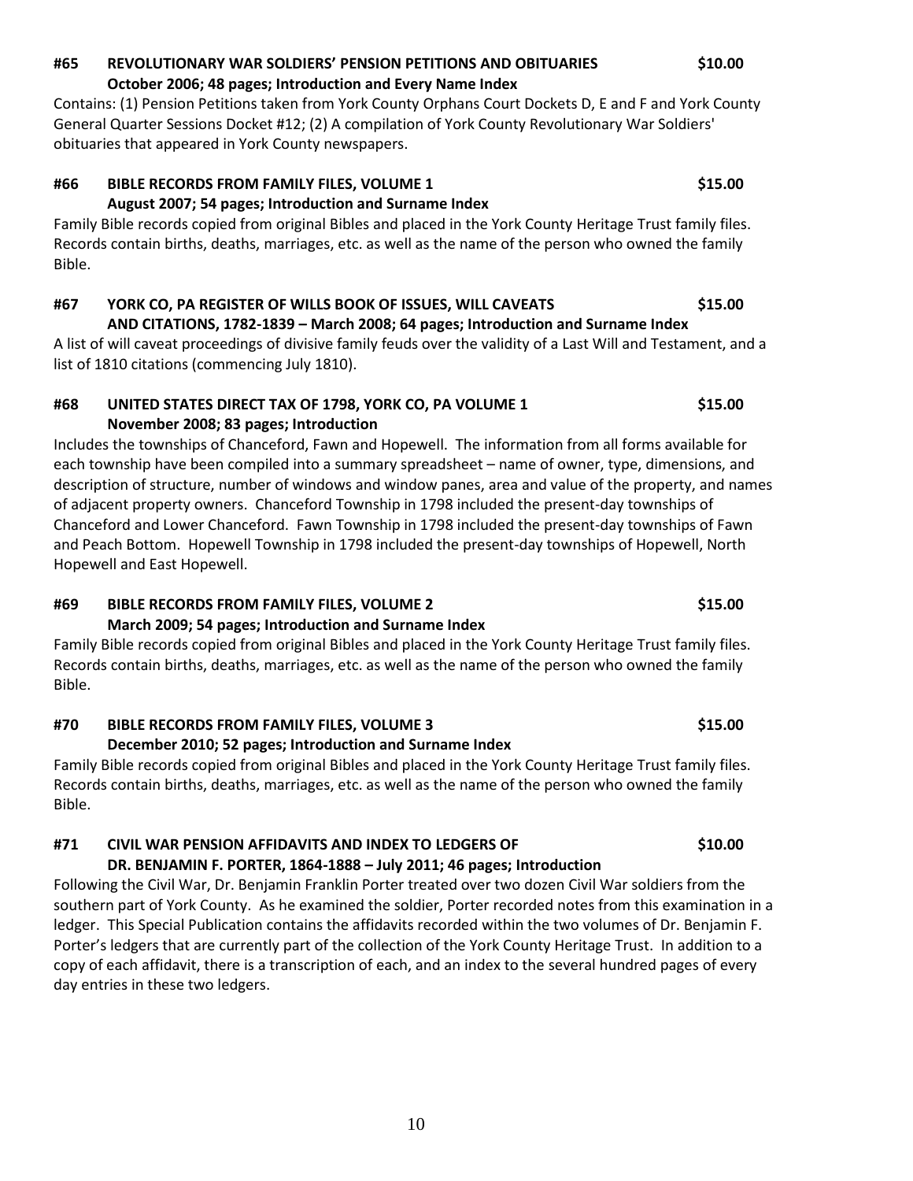### #65 REVOLUTIONARY WAR SOLDIERS' PENSION PETITIONS AND OBITUARIES $10.00

**October 2006; 48 pages; Introduction and Every Name Index**

Contains: (1) Pension Petitions taken from York County Orphans Court Dockets D, E and F and York County General Quarter Sessions Docket #12; (2) A compilation of York County Revolutionary War Soldiers' obituaries that appeared in York County newspapers.

### #66 BIBLE RECORDS FROM FAMILY FILES, VOLUME 1 $15.00

**August 2007; 54 pages; Introduction and Surname Index**

Family Bible records copied from original Bibles and placed in the York County Heritage Trust family files. Records contain births, deaths, marriages, etc. as well as the name of the person who owned the family Bible.

### #67 YORK CO, PA REGISTER OF WILLS BOOK OF ISSUES, WILL CAVEATS AND CITATIONS, 1782-1839 – March 2008; 64 pages; Introduction and Surname Index $15.00

A list of will caveat proceedings of divisive family feuds over the validity of a Last Will and Testament, and a list of 1810 citations (commencing July 1810).

### #68 UNITED STATES DIRECT TAX OF 1798, YORK CO, PA VOLUME 1 $15.00

**November 2008; 83 pages; Introduction**

Includes the townships of Chanceford, Fawn and Hopewell. The information from all forms available for each township have been compiled into a summary spreadsheet – name of owner, type, dimensions, and description of structure, number of windows and window panes, area and value of the property, and names of adjacent property owners. Chanceford Township in 1798 included the present-day townships of Chanceford and Lower Chanceford. Fawn Township in 1798 included the present-day townships of Fawn and Peach Bottom. Hopewell Township in 1798 included the present-day townships of Hopewell, North Hopewell and East Hopewell.

### #69 BIBLE RECORDS FROM FAMILY FILES, VOLUME 2 $15.00

**March 2009; 54 pages; Introduction and Surname Index**

Family Bible records copied from original Bibles and placed in the York County Heritage Trust family files. Records contain births, deaths, marriages, etc. as well as the name of the person who owned the family Bible.

### #70 BIBLE RECORDS FROM FAMILY FILES, VOLUME 3 $15.00

**December 2010; 52 pages; Introduction and Surname Index**

Family Bible records copied from original Bibles and placed in the York County Heritage Trust family files. Records contain births, deaths, marriages, etc. as well as the name of the person who owned the family Bible.

### #71 CIVIL WAR PENSION AFFIDAVITS AND INDEX TO LEDGERS OF DR. BENJAMIN F. PORTER, 1864-1888 – July 2011; 46 pages; Introduction $10.00

Following the Civil War, Dr. Benjamin Franklin Porter treated over two dozen Civil War soldiers from the southern part of York County. As he examined the soldier, Porter recorded notes from this examination in a ledger. This Special Publication contains the affidavits recorded within the two volumes of Dr. Benjamin F. Porter's ledgers that are currently part of the collection of the York County Heritage Trust. In addition to a copy of each affidavit, there is a transcription of each, and an index to the several hundred pages of every day entries in these two ledgers.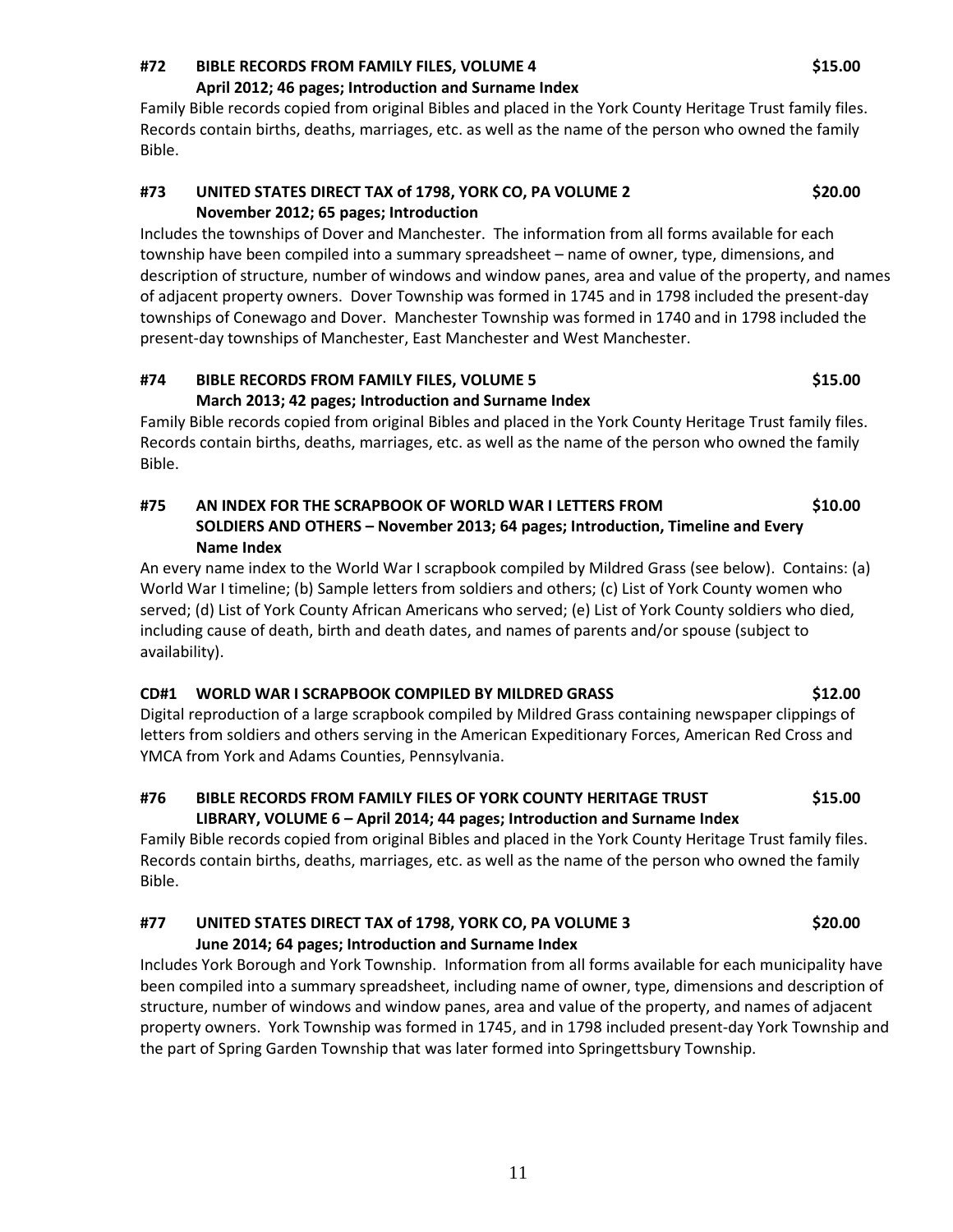**#72 BIBLE RECORDS FROM FAMILY FILES, VOLUME 4 $15.00**
**April 2012; 46 pages; Introduction and Surname Index**

Family Bible records copied from original Bibles and placed in the York County Heritage Trust family files. Records contain births, deaths, marriages, etc. as well as the name of the person who owned the family Bible.

**#73 UNITED STATES DIRECT TAX of 1798, YORK CO, PA VOLUME 2 $20.00**
**November 2012; 65 pages; Introduction**

Includes the townships of Dover and Manchester. The information from all forms available for each township have been compiled into a summary spreadsheet – name of owner, type, dimensions, and description of structure, number of windows and window panes, area and value of the property, and names of adjacent property owners. Dover Township was formed in 1745 and in 1798 included the present-day townships of Conewago and Dover. Manchester Township was formed in 1740 and in 1798 included the present-day townships of Manchester, East Manchester and West Manchester.

**#74 BIBLE RECORDS FROM FAMILY FILES, VOLUME 5 $15.00**
**March 2013; 42 pages; Introduction and Surname Index**

Family Bible records copied from original Bibles and placed in the York County Heritage Trust family files. Records contain births, deaths, marriages, etc. as well as the name of the person who owned the family Bible.

**#75 AN INDEX FOR THE SCRAPBOOK OF WORLD WAR I LETTERS FROM SOLDIERS AND OTHERS – November 2013; 64 pages; Introduction, Timeline and Every Name Index $10.00**

An every name index to the World War I scrapbook compiled by Mildred Grass (see below). Contains: (a) World War I timeline; (b) Sample letters from soldiers and others; (c) List of York County women who served; (d) List of York County African Americans who served; (e) List of York County soldiers who died, including cause of death, birth and death dates, and names of parents and/or spouse (subject to availability).

**CD#1 WORLD WAR I SCRAPBOOK COMPILED BY MILDRED GRASS $12.00**

Digital reproduction of a large scrapbook compiled by Mildred Grass containing newspaper clippings of letters from soldiers and others serving in the American Expeditionary Forces, American Red Cross and YMCA from York and Adams Counties, Pennsylvania.

**#76 BIBLE RECORDS FROM FAMILY FILES OF YORK COUNTY HERITAGE TRUST LIBRARY, VOLUME 6 – April 2014; 44 pages; Introduction and Surname Index $15.00**

Family Bible records copied from original Bibles and placed in the York County Heritage Trust family files. Records contain births, deaths, marriages, etc. as well as the name of the person who owned the family Bible.

**#77 UNITED STATES DIRECT TAX of 1798, YORK CO, PA VOLUME 3 $20.00**
**June 2014; 64 pages; Introduction and Surname Index**

Includes York Borough and York Township. Information from all forms available for each municipality have been compiled into a summary spreadsheet, including name of owner, type, dimensions and description of structure, number of windows and window panes, area and value of the property, and names of adjacent property owners. York Township was formed in 1745, and in 1798 included present-day York Township and the part of Spring Garden Township that was later formed into Springettsbury Township.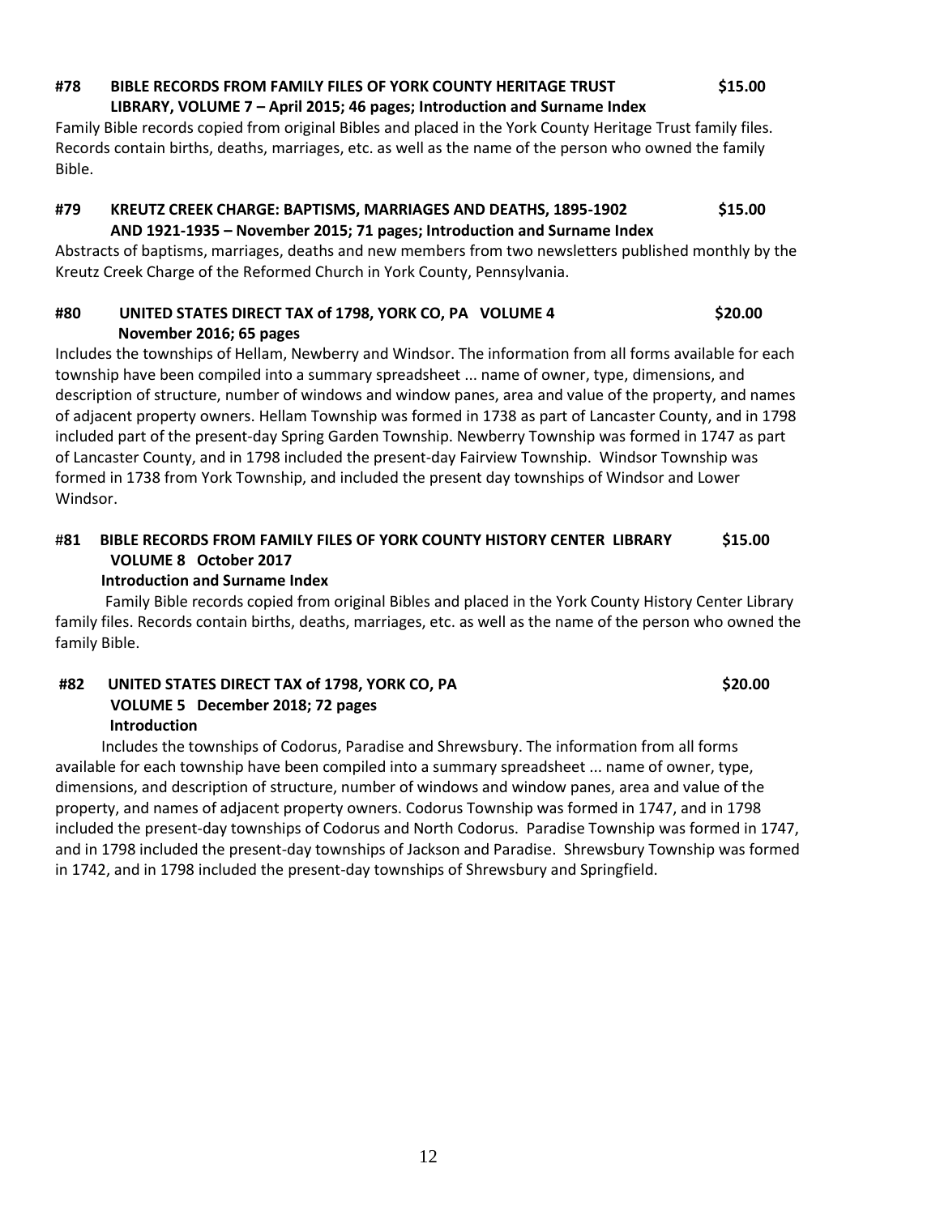**#78 BIBLE RECORDS FROM FAMILY FILES OF YORK COUNTY HERITAGE TRUST LIBRARY, VOLUME 7 – April 2015; 46 pages; Introduction and Surname Index** **$15.00**

Family Bible records copied from original Bibles and placed in the York County Heritage Trust family files. Records contain births, deaths, marriages, etc. as well as the name of the person who owned the family Bible.

**#79 KREUTZ CREEK CHARGE: BAPTISMS, MARRIAGES AND DEATHS, 1895-1902 AND 1921-1935 – November 2015; 71 pages; Introduction and Surname Index** **$15.00**

Abstracts of baptisms, marriages, deaths and new members from two newsletters published monthly by the Kreutz Creek Charge of the Reformed Church in York County, Pennsylvania.

**#80 UNITED STATES DIRECT TAX of 1798, YORK CO, PA VOLUME 4 November 2016; 65 pages** **$20.00**

Includes the townships of Hellam, Newberry and Windsor. The information from all forms available for each township have been compiled into a summary spreadsheet ... name of owner, type, dimensions, and description of structure, number of windows and window panes, area and value of the property, and names of adjacent property owners. Hellam Township was formed in 1738 as part of Lancaster County, and in 1798 included part of the present-day Spring Garden Township. Newberry Township was formed in 1747 as part of Lancaster County, and in 1798 included the present-day Fairview Township. Windsor Township was formed in 1738 from York Township, and included the present day townships of Windsor and Lower Windsor.

**#81 BIBLE RECORDS FROM FAMILY FILES OF YORK COUNTY HISTORY CENTER LIBRARY VOLUME 8 October 2017** **$15.00**
**Introduction and Surname Index**

Family Bible records copied from original Bibles and placed in the York County History Center Library family files. Records contain births, deaths, marriages, etc. as well as the name of the person who owned the family Bible.

**#82 UNITED STATES DIRECT TAX of 1798, YORK CO, PA VOLUME 5 December 2018; 72 pages** **$20.00**
**Introduction**

Includes the townships of Codorus, Paradise and Shrewsbury. The information from all forms available for each township have been compiled into a summary spreadsheet ... name of owner, type, dimensions, and description of structure, number of windows and window panes, area and value of the property, and names of adjacent property owners. Codorus Township was formed in 1747, and in 1798 included the present-day townships of Codorus and North Codorus. Paradise Township was formed in 1747, and in 1798 included the present-day townships of Jackson and Paradise. Shrewsbury Township was formed in 1742, and in 1798 included the present-day townships of Shrewsbury and Springfield.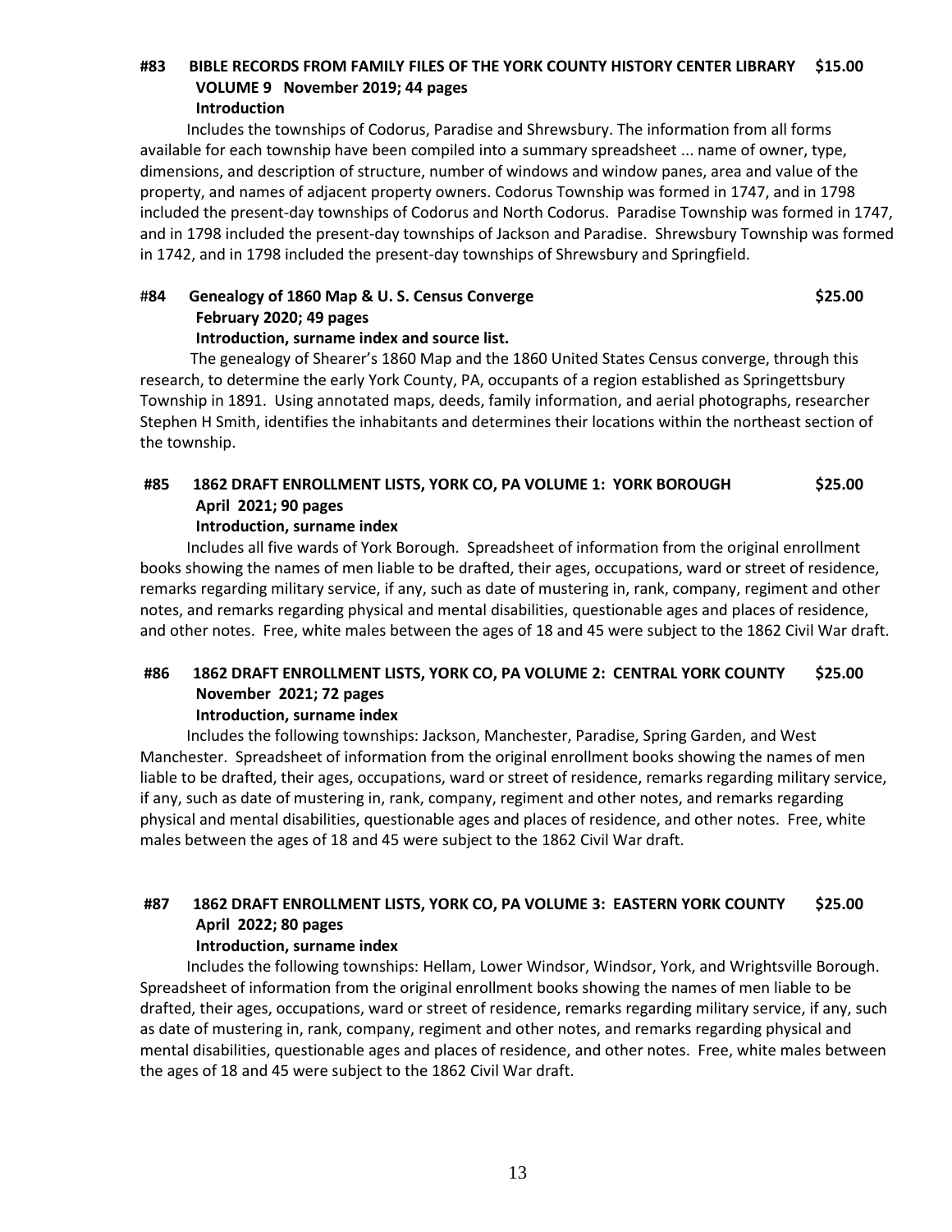**#83 BIBLE RECORDS FROM FAMILY FILES OF THE YORK COUNTY HISTORY CENTER LIBRARY $15.00**
**VOLUME 9 November 2019; 44 pages**
**Introduction**

Includes the townships of Codorus, Paradise and Shrewsbury. The information from all forms available for each township have been compiled into a summary spreadsheet ... name of owner, type, dimensions, and description of structure, number of windows and window panes, area and value of the property, and names of adjacent property owners. Codorus Township was formed in 1747, and in 1798 included the present-day townships of Codorus and North Codorus. Paradise Township was formed in 1747, and in 1798 included the present-day townships of Jackson and Paradise. Shrewsbury Township was formed in 1742, and in 1798 included the present-day townships of Shrewsbury and Springfield.

**#84 Genealogy of 1860 Map & U. S. Census Converge $25.00**
**February 2020; 49 pages**
**Introduction, surname index and source list.**

The genealogy of Shearer's 1860 Map and the 1860 United States Census converge, through this research, to determine the early York County, PA, occupants of a region established as Springettsbury Township in 1891. Using annotated maps, deeds, family information, and aerial photographs, researcher Stephen H Smith, identifies the inhabitants and determines their locations within the northeast section of the township.

**#85 1862 DRAFT ENROLLMENT LISTS, YORK CO, PA VOLUME 1: YORK BOROUGH $25.00**
**April 2021; 90 pages**
**Introduction, surname index**

Includes all five wards of York Borough. Spreadsheet of information from the original enrollment books showing the names of men liable to be drafted, their ages, occupations, ward or street of residence, remarks regarding military service, if any, such as date of mustering in, rank, company, regiment and other notes, and remarks regarding physical and mental disabilities, questionable ages and places of residence, and other notes. Free, white males between the ages of 18 and 45 were subject to the 1862 Civil War draft.

**#86 1862 DRAFT ENROLLMENT LISTS, YORK CO, PA VOLUME 2: CENTRAL YORK COUNTY $25.00**
**November 2021; 72 pages**
**Introduction, surname index**

Includes the following townships: Jackson, Manchester, Paradise, Spring Garden, and West Manchester. Spreadsheet of information from the original enrollment books showing the names of men liable to be drafted, their ages, occupations, ward or street of residence, remarks regarding military service, if any, such as date of mustering in, rank, company, regiment and other notes, and remarks regarding physical and mental disabilities, questionable ages and places of residence, and other notes. Free, white males between the ages of 18 and 45 were subject to the 1862 Civil War draft.

**#87 1862 DRAFT ENROLLMENT LISTS, YORK CO, PA VOLUME 3: EASTERN YORK COUNTY $25.00**
**April 2022; 80 pages**
**Introduction, surname index**

Includes the following townships: Hellam, Lower Windsor, Windsor, York, and Wrightsville Borough. Spreadsheet of information from the original enrollment books showing the names of men liable to be drafted, their ages, occupations, ward or street of residence, remarks regarding military service, if any, such as date of mustering in, rank, company, regiment and other notes, and remarks regarding physical and mental disabilities, questionable ages and places of residence, and other notes. Free, white males between the ages of 18 and 45 were subject to the 1862 Civil War draft.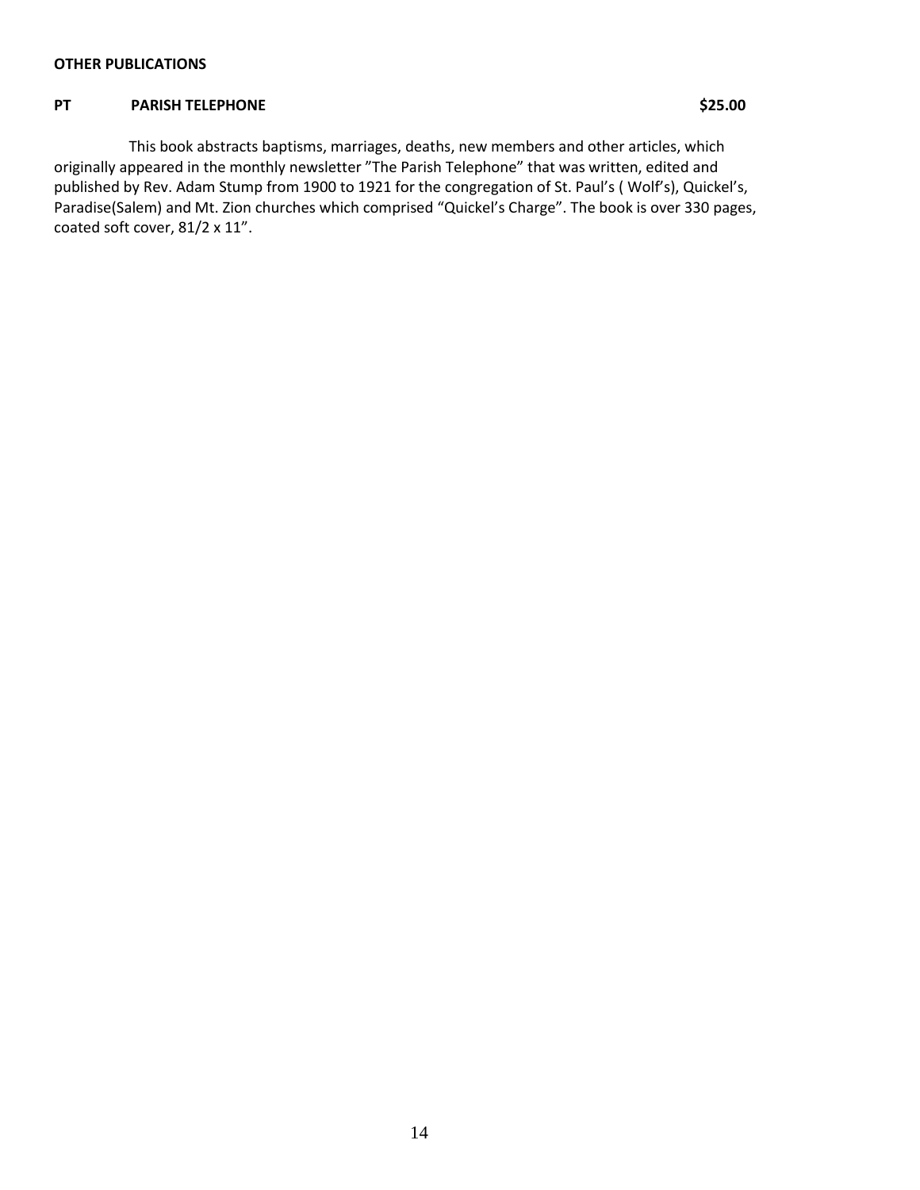**OTHER PUBLICATIONS**

**PT PARISH TELEPHONE $25.00**

This book abstracts baptisms, marriages, deaths, new members and other articles, which originally appeared in the monthly newsletter "The Parish Telephone" that was written, edited and published by Rev. Adam Stump from 1900 to 1921 for the congregation of St. Paul's ( Wolf's), Quickel's, Paradise(Salem) and Mt. Zion churches which comprised "Quickel's Charge". The book is over 330 pages, coated soft cover, 81/2 x 11".